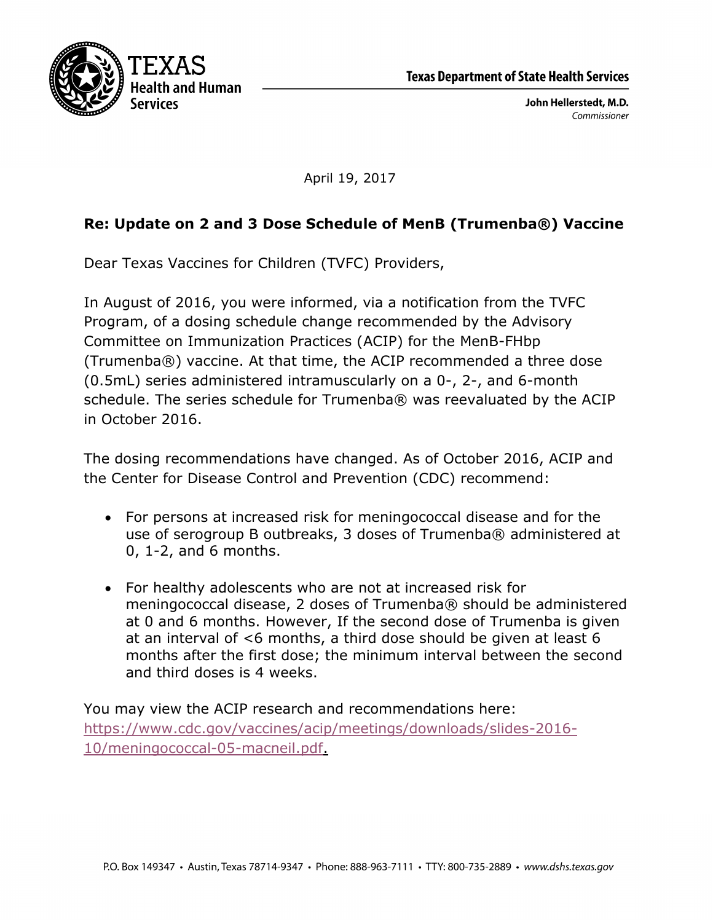TEXAS
Health and Human
Services

Texas Department of State Health Services

John Hellerstedt, M.D.
*Commissioner*

April 19, 2017

**Re: Update on 2 and 3 Dose Schedule of MenB (Trumenba®) Vaccine**

Dear Texas Vaccines for Children (TVFC) Providers,

In August of 2016, you were informed, via a notification from the TVFC Program, of a dosing schedule change recommended by the Advisory Committee on Immunization Practices (ACIP) for the MenB-FHbp (Trumenba®) vaccine. At that time, the ACIP recommended a three dose (0.5mL) series administered intramuscularly on a 0-, 2-, and 6-month schedule. The series schedule for Trumenba® was reevaluated by the ACIP in October 2016.

The dosing recommendations have changed. As of October 2016, ACIP and the Center for Disease Control and Prevention (CDC) recommend:

- For persons at increased risk for meningococcal disease and for the use of serogroup B outbreaks, 3 doses of Trumenba® administered at 0, 1-2, and 6 months.
- For healthy adolescents who are not at increased risk for meningococcal disease, 2 doses of Trumenba® should be administered at 0 and 6 months. However, If the second dose of Trumenba is given at an interval of <6 months, a third dose should be given at least 6 months after the first dose; the minimum interval between the second and third doses is 4 weeks.

You may view the ACIP research and recommendations here: https://www.cdc.gov/vaccines/acip/meetings/downloads/slides-2016-10/meningococcal-05-macneil.pdf.

P.O. Box 149347 • Austin, Texas 78714-9347 • Phone: 888-963-7111 • TTY: 800-735-2889 • *www.dshs.texas.gov*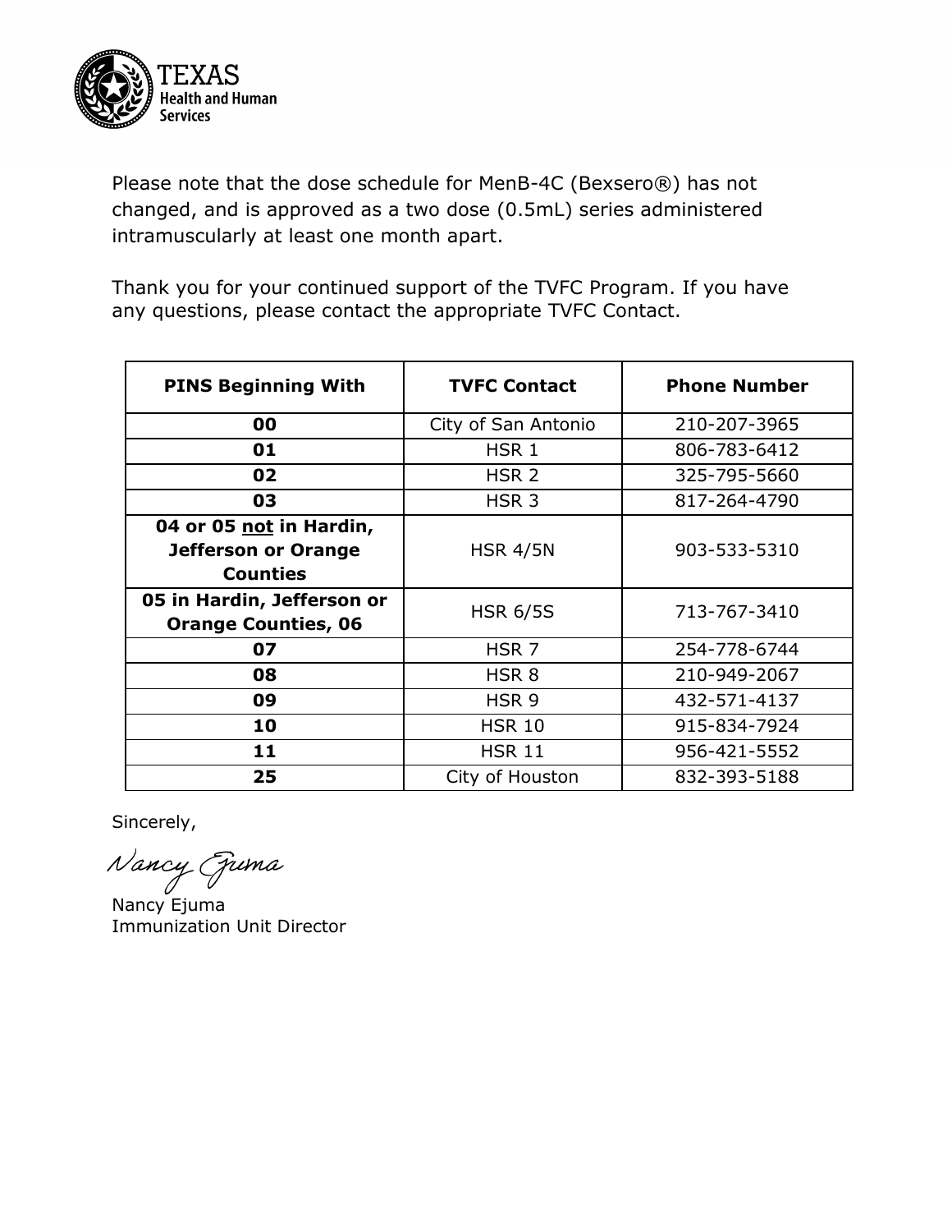Please note that the dose schedule for MenB-4C (Bexsero®) has not changed, and is approved as a two dose (0.5mL) series administered intramuscularly at least one month apart.

Thank you for your continued support of the TVFC Program. If you have any questions, please contact the appropriate TVFC Contact.

| PINS Beginning With | TVFC Contact | Phone Number |
|---|---|---|
| **00** | City of San Antonio | 210-207-3965 |
| **01** | HSR 1 | 806-783-6412 |
| **02** | HSR 2 | 325-795-5660 |
| **03** | HSR 3 | 817-264-4790 |
| **04 or 05 not in Hardin, Jefferson or Orange Counties** | HSR 4/5N | 903-533-5310 |
| **05 in Hardin, Jefferson or Orange Counties, 06** | HSR 6/5S | 713-767-3410 |
| **07** | HSR 7 | 254-778-6744 |
| **08** | HSR 8 | 210-949-2067 |
| **09** | HSR 9 | 432-571-4137 |
| **10** | HSR 10 | 915-834-7924 |
| **11** | HSR 11 | 956-421-5552 |
| **25** | City of Houston | 832-393-5188 |

Sincerely,

Nancy Ejuma

Nancy Ejuma
Immunization Unit Director